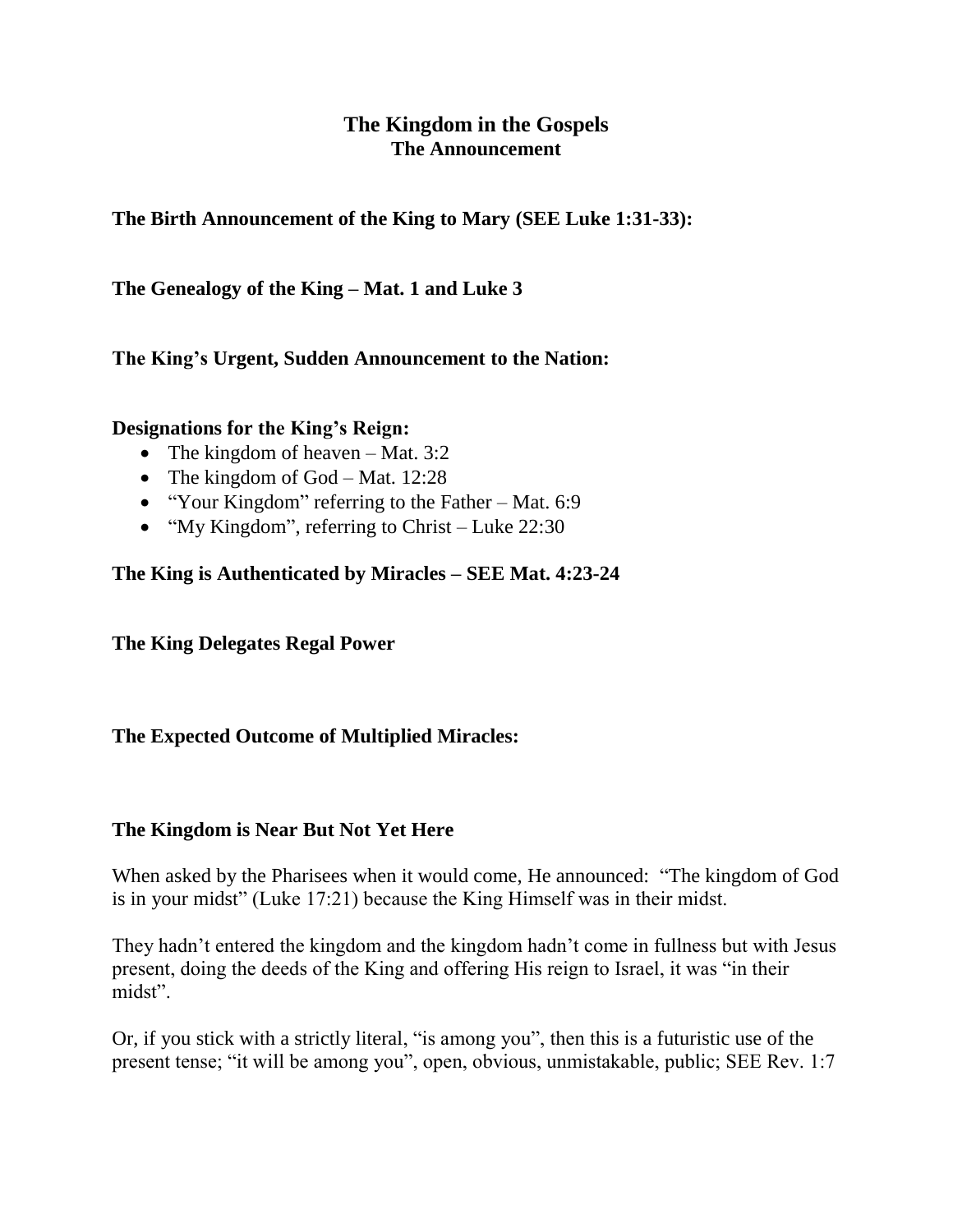# The Kingdom in the Gospels
## The Announcement

**The Birth Announcement of the King to Mary (SEE Luke 1:31-33):**

**The Genealogy of the King – Mat. 1 and Luke 3**

**The King's Urgent, Sudden Announcement to the Nation:**

**Designations for the King's Reign:**

- The kingdom of heaven – Mat. 3:2
- The kingdom of God – Mat. 12:28
- "Your Kingdom" referring to the Father – Mat. 6:9
- "My Kingdom", referring to Christ – Luke 22:30

**The King is Authenticated by Miracles – SEE Mat. 4:23-24**

**The King Delegates Regal Power**

**The Expected Outcome of Multiplied Miracles:**

**The Kingdom is Near But Not Yet Here**

When asked by the Pharisees when it would come, He announced: "The kingdom of God is in your midst" (Luke 17:21) because the King Himself was in their midst.

They hadn't entered the kingdom and the kingdom hadn't come in fullness but with Jesus present, doing the deeds of the King and offering His reign to Israel, it was "in their midst".

Or, if you stick with a strictly literal, "is among you", then this is a futuristic use of the present tense; "it will be among you", open, obvious, unmistakable, public; SEE Rev. 1:7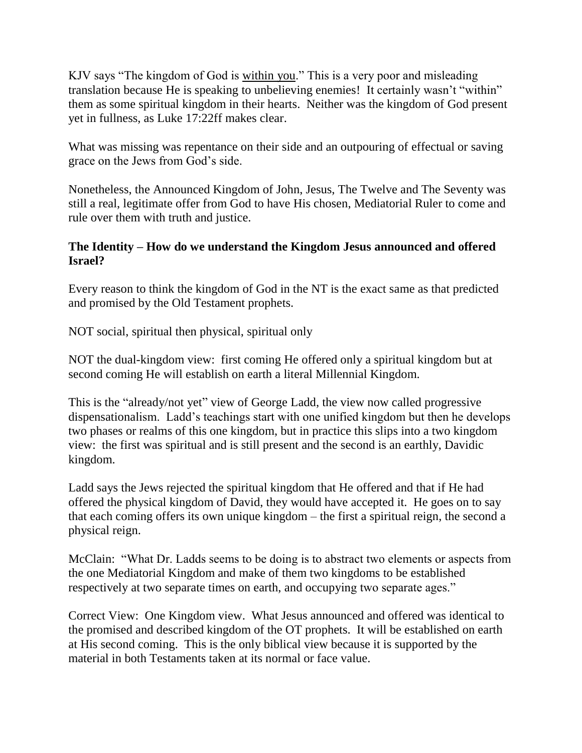KJV says "The kingdom of God is <u>within you</u>." This is a very poor and misleading translation because He is speaking to unbelieving enemies! It certainly wasn't "within" them as some spiritual kingdom in their hearts. Neither was the kingdom of God present yet in fullness, as Luke 17:22ff makes clear.

What was missing was repentance on their side and an outpouring of effectual or saving grace on the Jews from God's side.

Nonetheless, the Announced Kingdom of John, Jesus, The Twelve and The Seventy was still a real, legitimate offer from God to have His chosen, Mediatorial Ruler to come and rule over them with truth and justice.

**The Identity – How do we understand the Kingdom Jesus announced and offered Israel?**

Every reason to think the kingdom of God in the NT is the exact same as that predicted and promised by the Old Testament prophets.

NOT social, spiritual then physical, spiritual only

NOT the dual-kingdom view: first coming He offered only a spiritual kingdom but at second coming He will establish on earth a literal Millennial Kingdom.

This is the "already/not yet" view of George Ladd, the view now called progressive dispensationalism. Ladd's teachings start with one unified kingdom but then he develops two phases or realms of this one kingdom, but in practice this slips into a two kingdom view: the first was spiritual and is still present and the second is an earthly, Davidic kingdom.

Ladd says the Jews rejected the spiritual kingdom that He offered and that if He had offered the physical kingdom of David, they would have accepted it. He goes on to say that each coming offers its own unique kingdom – the first a spiritual reign, the second a physical reign.

McClain: "What Dr. Ladds seems to be doing is to abstract two elements or aspects from the one Mediatorial Kingdom and make of them two kingdoms to be established respectively at two separate times on earth, and occupying two separate ages."

Correct View: One Kingdom view. What Jesus announced and offered was identical to the promised and described kingdom of the OT prophets. It will be established on earth at His second coming. This is the only biblical view because it is supported by the material in both Testaments taken at its normal or face value.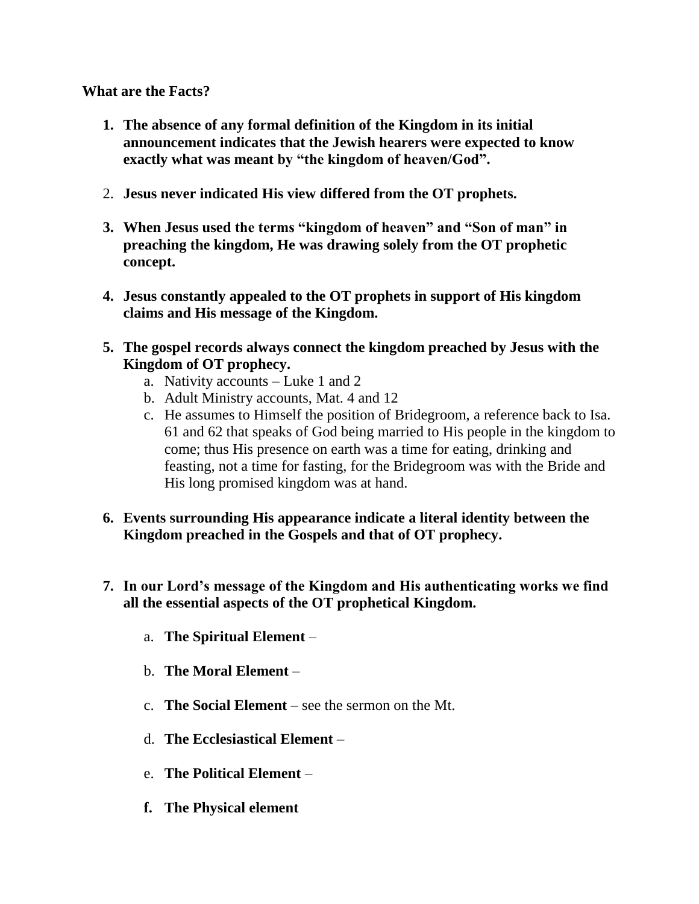**What are the Facts?**

1. **The absence of any formal definition of the Kingdom in its initial announcement indicates that the Jewish hearers were expected to know exactly what was meant by "the kingdom of heaven/God".**

2. **Jesus never indicated His view differed from the OT prophets.**

3. **When Jesus used the terms "kingdom of heaven" and "Son of man" in preaching the kingdom, He was drawing solely from the OT prophetic concept.**

4. **Jesus constantly appealed to the OT prophets in support of His kingdom claims and His message of the Kingdom.**

5. **The gospel records always connect the kingdom preached by Jesus with the Kingdom of OT prophecy.**
   a. Nativity accounts – Luke 1 and 2
   b. Adult Ministry accounts, Mat. 4 and 12
   c. He assumes to Himself the position of Bridegroom, a reference back to Isa. 61 and 62 that speaks of God being married to His people in the kingdom to come; thus His presence on earth was a time for eating, drinking and feasting, not a time for fasting, for the Bridegroom was with the Bride and His long promised kingdom was at hand.

6. **Events surrounding His appearance indicate a literal identity between the Kingdom preached in the Gospels and that of OT prophecy.**

7. **In our Lord's message of the Kingdom and His authenticating works we find all the essential aspects of the OT prophetical Kingdom.**

   a. **The Spiritual Element** –

   b. **The Moral Element** –

   c. **The Social Element** – see the sermon on the Mt.

   d. **The Ecclesiastical Element** –

   e. **The Political Element** –

   f. **The Physical element**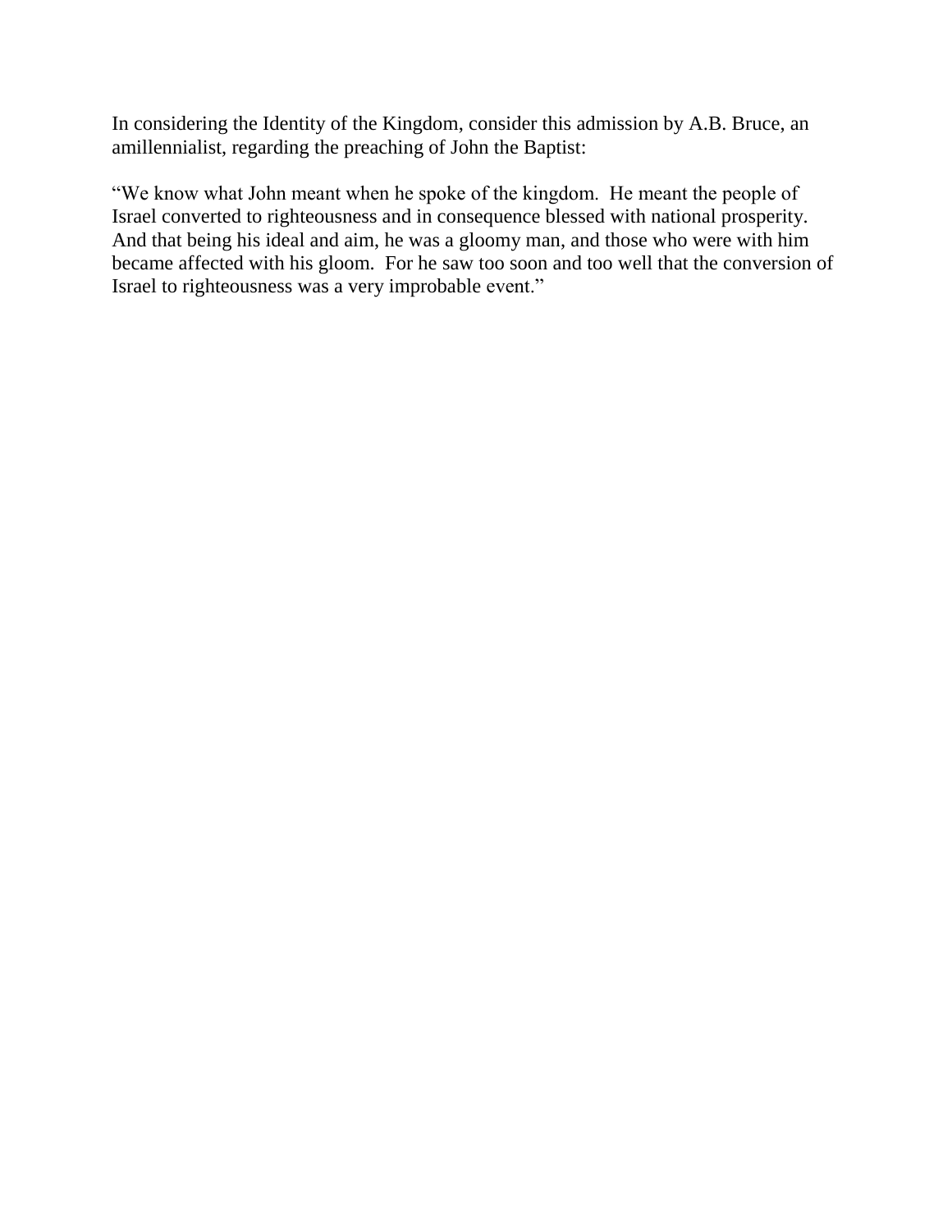In considering the Identity of the Kingdom, consider this admission by A.B. Bruce, an amillennialist, regarding the preaching of John the Baptist:

"We know what John meant when he spoke of the kingdom. He meant the people of Israel converted to righteousness and in consequence blessed with national prosperity. And that being his ideal and aim, he was a gloomy man, and those who were with him became affected with his gloom. For he saw too soon and too well that the conversion of Israel to righteousness was a very improbable event."